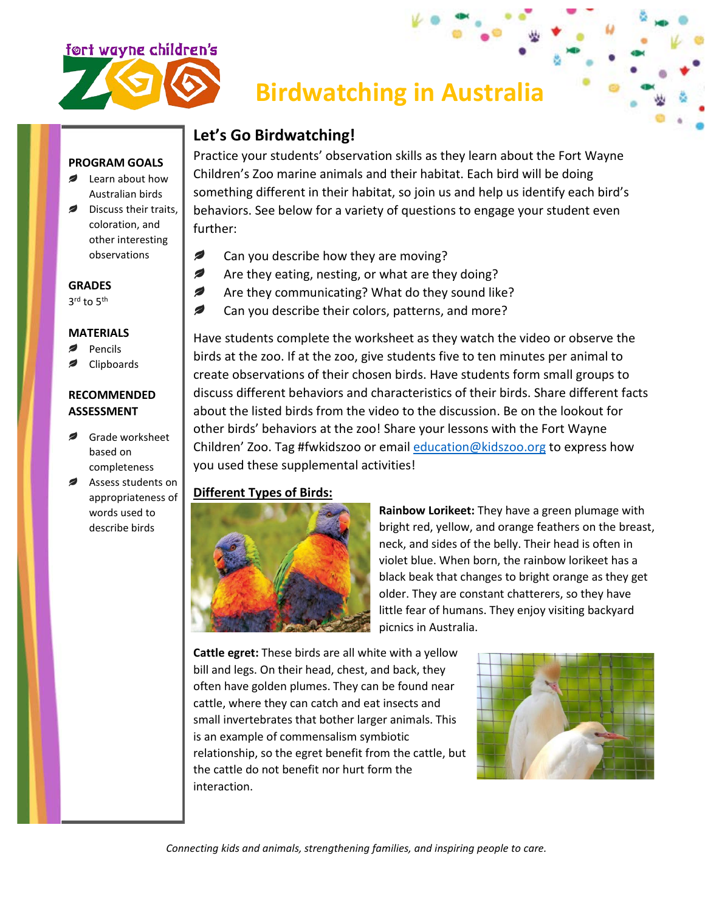# Birdwatching in Australia

**PROGRAM GOALS**

- Learn about how Australian birds
- Discuss their traits, coloration, and other interesting observations

**GRADES**

3rd to 5th

**MATERIALS**

- Pencils
- Clipboards

**RECOMMENDED ASSESSMENT**

- Grade worksheet based on completeness
- Assess students on appropriateness of words used to describe birds

## Let's Go Birdwatching!

Practice your students' observation skills as they learn about the Fort Wayne Children's Zoo marine animals and their habitat. Each bird will be doing something different in their habitat, so join us and help us identify each bird's behaviors. See below for a variety of questions to engage your student even further:

- Can you describe how they are moving?
- Are they eating, nesting, or what are they doing?
- Are they communicating? What do they sound like?
- Can you describe their colors, patterns, and more?

Have students complete the worksheet as they watch the video or observe the birds at the zoo. If at the zoo, give students five to ten minutes per animal to create observations of their chosen birds. Have students form small groups to discuss different behaviors and characteristics of their birds. Share different facts about the listed birds from the video to the discussion. Be on the lookout for other birds' behaviors at the zoo! Share your lessons with the Fort Wayne Children' Zoo. Tag #fwkidszoo or email education@kidszoo.org to express how you used these supplemental activities!

**Different Types of Birds:**

**Rainbow Lorikeet:** They have a green plumage with bright red, yellow, and orange feathers on the breast, neck, and sides of the belly. Their head is often in violet blue. When born, the rainbow lorikeet has a black beak that changes to bright orange as they get older. They are constant chatterers, so they have little fear of humans. They enjoy visiting backyard picnics in Australia.

**Cattle egret:** These birds are all white with a yellow bill and legs. On their head, chest, and back, they often have golden plumes. They can be found near cattle, where they can catch and eat insects and small invertebrates that bother larger animals. This is an example of commensalism symbiotic relationship, so the egret benefit from the cattle, but the cattle do not benefit nor hurt form the interaction.

*Connecting kids and animals, strengthening families, and inspiring people to care.*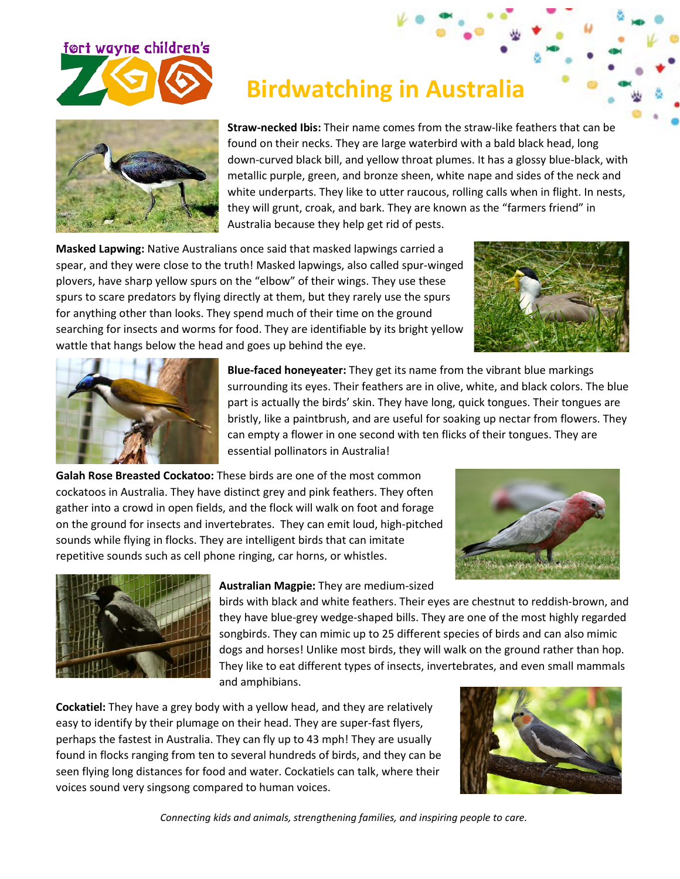# Birdwatching in Australia

**Straw-necked Ibis:** Their name comes from the straw-like feathers that can be found on their necks. They are large waterbird with a bald black head, long down-curved black bill, and yellow throat plumes. It has a glossy blue-black, with metallic purple, green, and bronze sheen, white nape and sides of the neck and white underparts. They like to utter raucous, rolling calls when in flight. In nests, they will grunt, croak, and bark. They are known as the "farmers friend" in Australia because they help get rid of pests.

**Masked Lapwing:** Native Australians once said that masked lapwings carried a spear, and they were close to the truth! Masked lapwings, also called spur-winged plovers, have sharp yellow spurs on the "elbow" of their wings. They use these spurs to scare predators by flying directly at them, but they rarely use the spurs for anything other than looks. They spend much of their time on the ground searching for insects and worms for food. They are identifiable by its bright yellow wattle that hangs below the head and goes up behind the eye.

**Blue-faced honeyeater:** They get its name from the vibrant blue markings surrounding its eyes. Their feathers are in olive, white, and black colors. The blue part is actually the birds' skin. They have long, quick tongues. Their tongues are bristly, like a paintbrush, and are useful for soaking up nectar from flowers. They can empty a flower in one second with ten flicks of their tongues. They are essential pollinators in Australia!

**Galah Rose Breasted Cockatoo:** These birds are one of the most common cockatoos in Australia. They have distinct grey and pink feathers. They often gather into a crowd in open fields, and the flock will walk on foot and forage on the ground for insects and invertebrates. They can emit loud, high-pitched sounds while flying in flocks. They are intelligent birds that can imitate repetitive sounds such as cell phone ringing, car horns, or whistles.

**Australian Magpie:** They are medium-sized birds with black and white feathers. Their eyes are chestnut to reddish-brown, and they have blue-grey wedge-shaped bills. They are one of the most highly regarded songbirds. They can mimic up to 25 different species of birds and can also mimic dogs and horses! Unlike most birds, they will walk on the ground rather than hop. They like to eat different types of insects, invertebrates, and even small mammals and amphibians.

**Cockatiel:** They have a grey body with a yellow head, and they are relatively easy to identify by their plumage on their head. They are super-fast flyers, perhaps the fastest in Australia. They can fly up to 43 mph! They are usually found in flocks ranging from ten to several hundreds of birds, and they can be seen flying long distances for food and water. Cockatiels can talk, where their voices sound very singsong compared to human voices.

*Connecting kids and animals, strengthening families, and inspiring people to care.*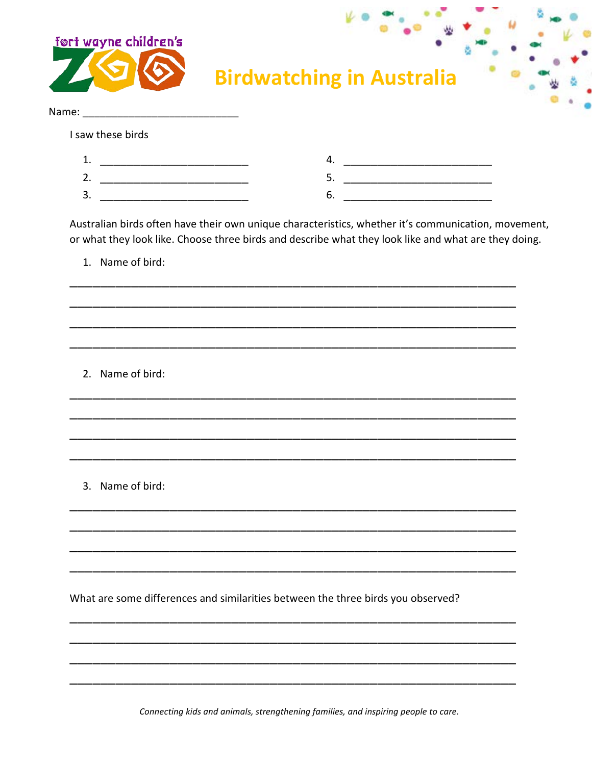fort wayne children's ZOO

# Birdwatching in Australia

Name: ___________________________

I saw these birds

1. ___________________________
2. ___________________________
3. ___________________________
4. ___________________________
5. ___________________________
6. ___________________________

Australian birds often have their own unique characteristics, whether it's communication, movement, or what they look like. Choose three birds and describe what they look like and what are they doing.

1. Name of bird:

_______________________________________________________________________________

_______________________________________________________________________________

_______________________________________________________________________________

_______________________________________________________________________________

2. Name of bird:

_______________________________________________________________________________

_______________________________________________________________________________

_______________________________________________________________________________

_______________________________________________________________________________

3. Name of bird:

_______________________________________________________________________________

_______________________________________________________________________________

_______________________________________________________________________________

_______________________________________________________________________________

What are some differences and similarities between the three birds you observed?

_______________________________________________________________________________

_______________________________________________________________________________

_______________________________________________________________________________

_______________________________________________________________________________

*Connecting kids and animals, strengthening families, and inspiring people to care.*